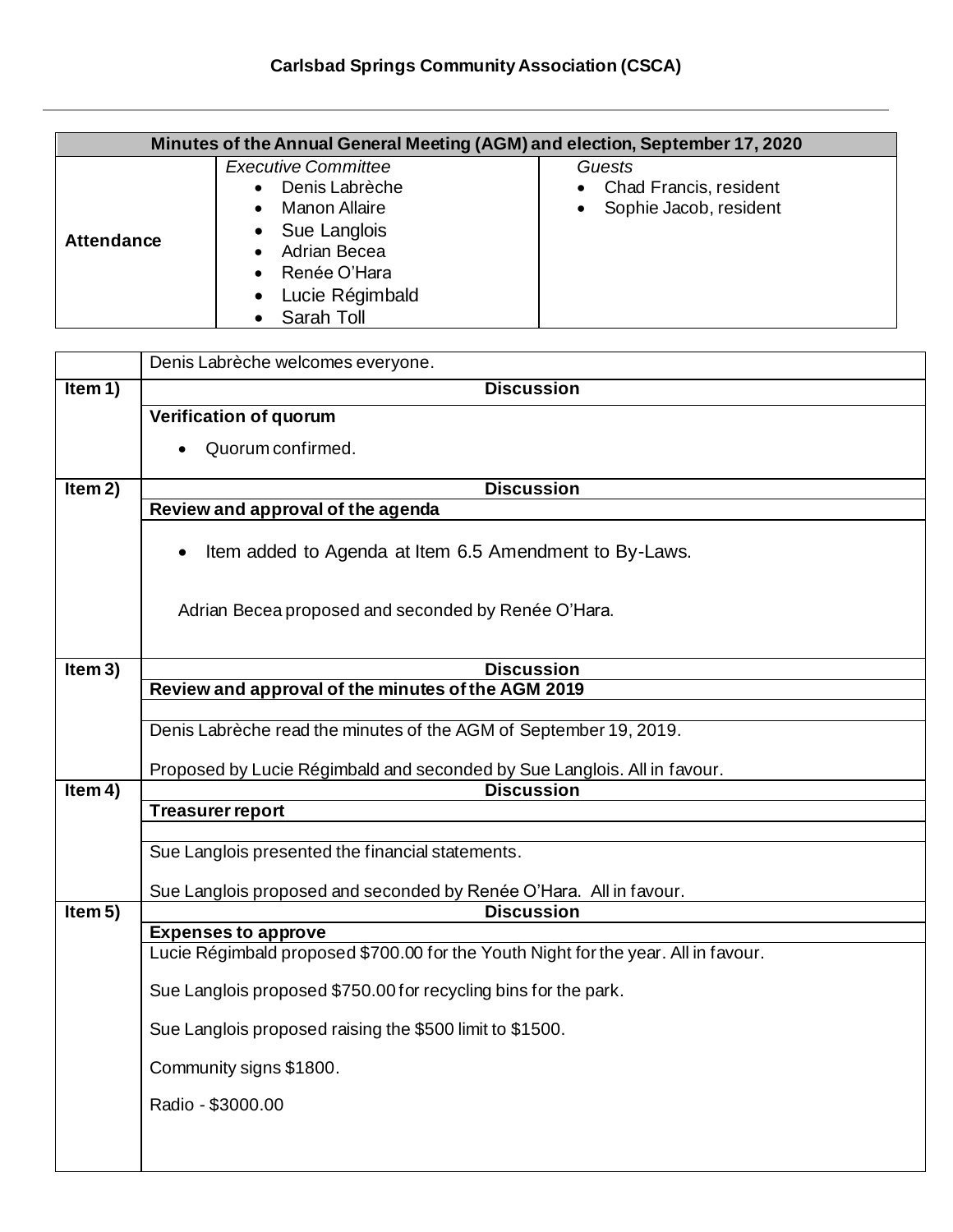## Carlsbad Springs Community Association (CSCA)

---

| Minutes of the Annual General Meeting (AGM) and election, September 17, 2020 | | |
|---|---|---|
| **Attendance** | *Executive Committee*<br>• Denis Labrèche<br>• Manon Allaire<br>• Sue Langlois<br>• Adrian Becea<br>• Renée O'Hara<br>• Lucie Régimbald<br>• Sarah Toll | *Guests*<br>• Chad Francis, resident<br>• Sophie Jacob, resident |

| | Denis Labrèche welcomes everyone. |
|---|---|
| **Item 1)** | **Discussion** |
| | **Verification of quorum**<br>• Quorum confirmed. |
| **Item 2)** | **Discussion** |
| | **Review and approval of the agenda** |
| | • Item added to Agenda at Item 6.5 Amendment to By-Laws.<br><br>Adrian Becea proposed and seconded by Renée O'Hara. |
| **Item 3)** | **Discussion** |
| | **Review and approval of the minutes of the AGM 2019** |
| | Denis Labrèche read the minutes of the AGM of September 19, 2019.<br><br>Proposed by Lucie Régimbald and seconded by Sue Langlois. All in favour. |
| **Item 4)** | **Discussion** |
| | **Treasurer report** |
| | Sue Langlois presented the financial statements.<br><br>Sue Langlois proposed and seconded by Renée O'Hara. All in favour. |
| **Item 5)** | **Discussion** |
| | **Expenses to approve** |
| | Lucie Régimbald proposed $700.00 for the Youth Night for the year. All in favour.<br><br>Sue Langlois proposed $750.00 for recycling bins for the park.<br><br>Sue Langlois proposed raising the $500 limit to $1500.<br><br>Community signs $1800.<br><br>Radio - $3000.00 |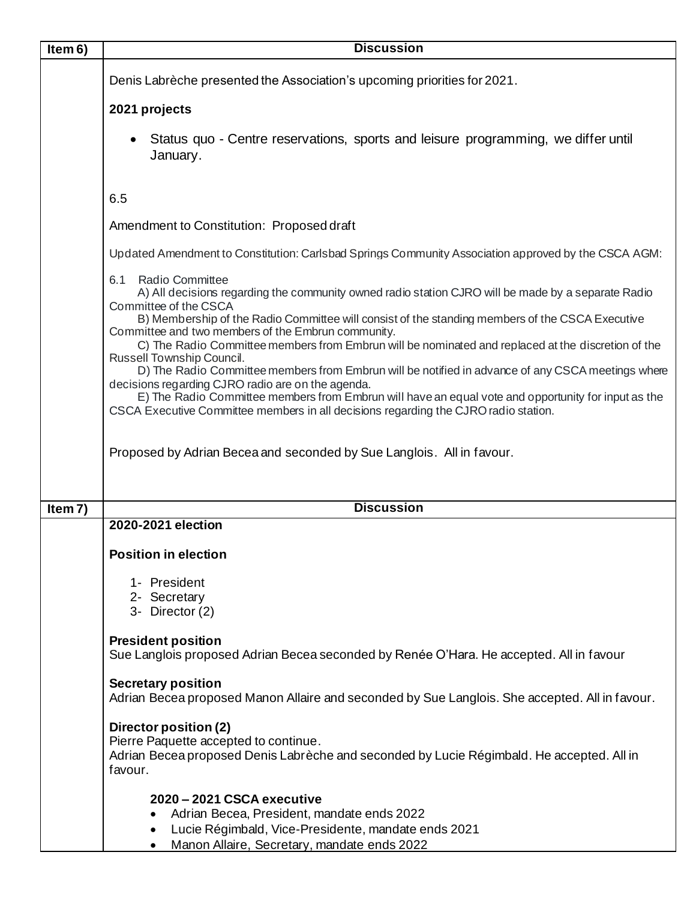| Item 6) | Discussion |
|---|---|
| | Denis Labrèche presented the Association's upcoming priorities for 2021.<br><br>**2021 projects**<br><br>• Status quo - Centre reservations, sports and leisure programming, we differ until January.<br><br>6.5<br><br>Amendment to Constitution: Proposed draft<br><br>Updated Amendment to Constitution: Carlsbad Springs Community Association approved by the CSCA AGM:<br><br>6.1 Radio Committee<br>A) All decisions regarding the community owned radio station CJRO will be made by a separate Radio Committee of the CSCA<br>B) Membership of the Radio Committee will consist of the standing members of the CSCA Executive Committee and two members of the Embrun community.<br>C) The Radio Committee members from Embrun will be nominated and replaced at the discretion of the Russell Township Council.<br>D) The Radio Committee members from Embrun will be notified in advance of any CSCA meetings where decisions regarding CJRO radio are on the agenda.<br>E) The Radio Committee members from Embrun will have an equal vote and opportunity for input as the CSCA Executive Committee members in all decisions regarding the CJRO radio station.<br><br>Proposed by Adrian Becea and seconded by Sue Langlois. All in favour. |

| Item 7) | Discussion |
|---|---|
| | **2020-2021 election**<br><br>**Position in election**<br><br>1- President<br>2- Secretary<br>3- Director (2)<br><br>**President position**<br>Sue Langlois proposed Adrian Becea seconded by Renée O'Hara. He accepted. All in favour<br><br>**Secretary position**<br>Adrian Becea proposed Manon Allaire and seconded by Sue Langlois. She accepted. All in favour.<br><br>**Director position (2)**<br>Pierre Paquette accepted to continue.<br>Adrian Becea proposed Denis Labrèche and seconded by Lucie Régimbald. He accepted. All in favour.<br><br>**2020 – 2021 CSCA executive**<br>• Adrian Becea, President, mandate ends 2022<br>• Lucie Régimbald, Vice-Presidente, mandate ends 2021<br>• Manon Allaire, Secretary, mandate ends 2022 |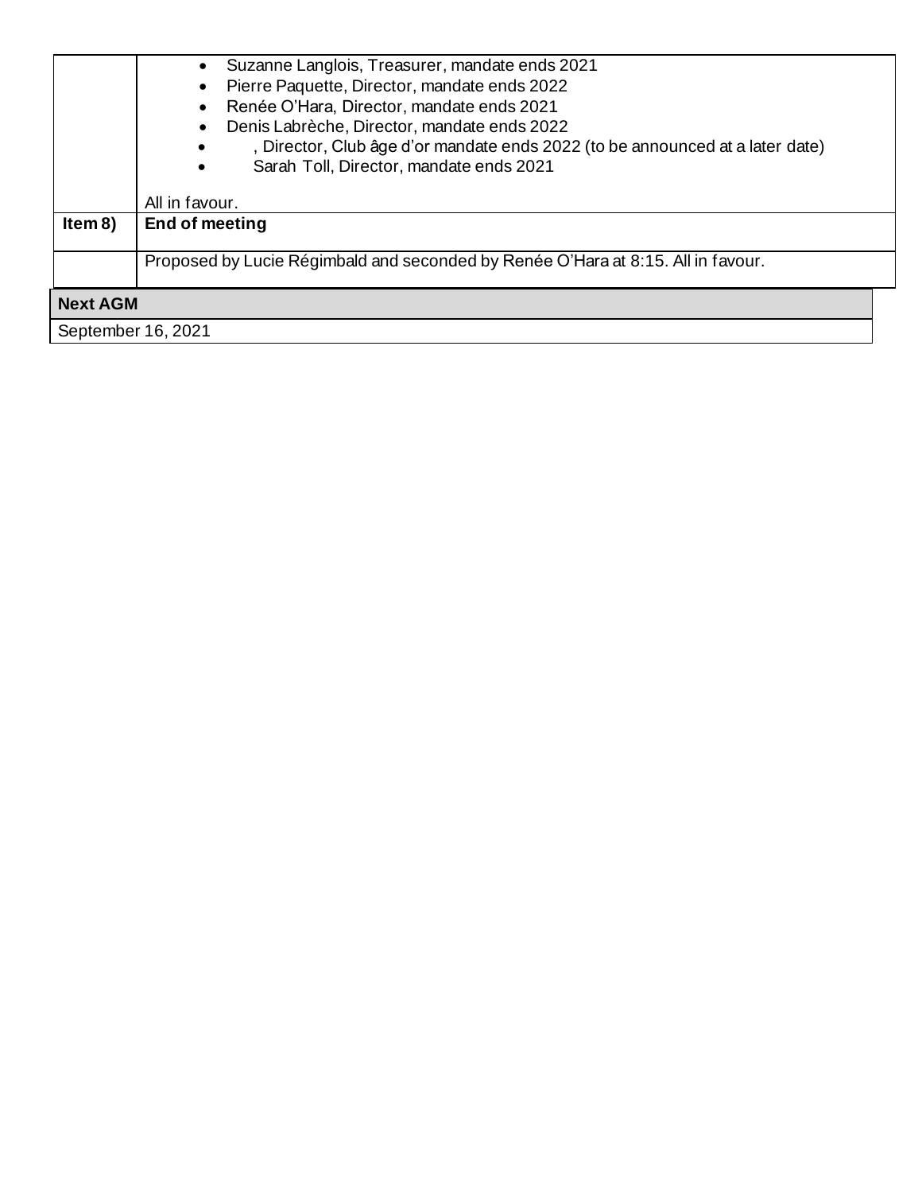| | |
|---|---|
| | • Suzanne Langlois, Treasurer, mandate ends 2021<br>• Pierre Paquette, Director, mandate ends 2022<br>• Renée O'Hara, Director, mandate ends 2021<br>• Denis Labrèche, Director, mandate ends 2022<br>• , Director, Club âge d'or mandate ends 2022 (to be announced at a later date)<br>• Sarah Toll, Director, mandate ends 2021<br><br>All in favour. |
| **Item 8)** | **End of meeting** |
| | Proposed by Lucie Régimbald and seconded by Renée O'Hara at 8:15. All in favour. |

| **Next AGM** |
|---|
| September 16, 2021 |